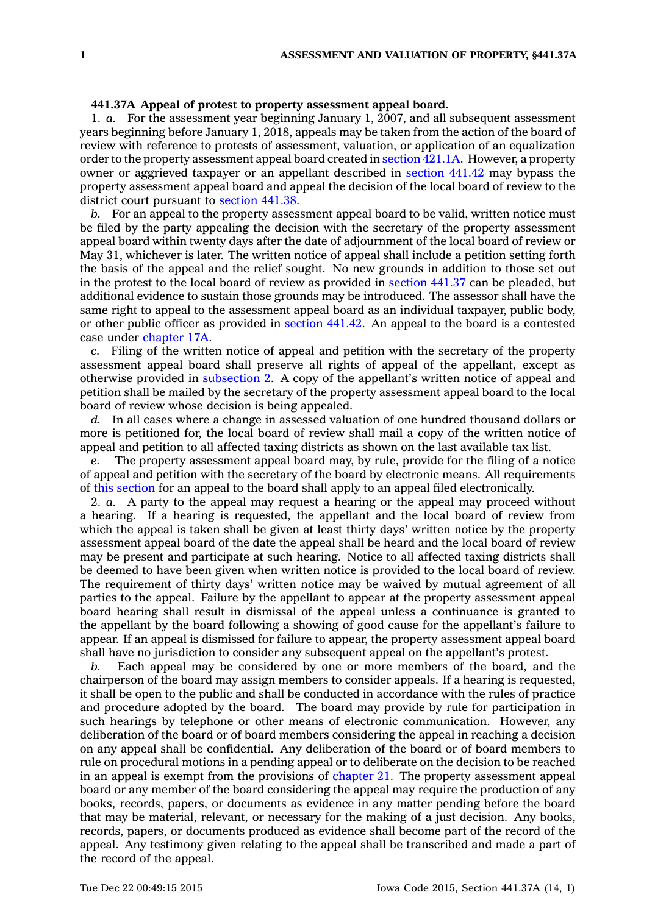**441.37A Appeal of protest to property assessment appeal board.**

1. *a.* For the assessment year beginning January 1, 2007, and all subsequent assessment years beginning before January 1, 2018, appeals may be taken from the action of the board of review with reference to protests of assessment, valuation, or application of an equalization order to the property assessment appeal board created in section 421.1A. However, a property owner or aggrieved taxpayer or an appellant described in section 441.42 may bypass the property assessment appeal board and appeal the decision of the local board of review to the district court pursuant to section 441.38.

*b.* For an appeal to the property assessment appeal board to be valid, written notice must be filed by the party appealing the decision with the secretary of the property assessment appeal board within twenty days after the date of adjournment of the local board of review or May 31, whichever is later. The written notice of appeal shall include a petition setting forth the basis of the appeal and the relief sought. No new grounds in addition to those set out in the protest to the local board of review as provided in section 441.37 can be pleaded, but additional evidence to sustain those grounds may be introduced. The assessor shall have the same right to appeal to the assessment appeal board as an individual taxpayer, public body, or other public officer as provided in section 441.42. An appeal to the board is a contested case under chapter 17A.

*c.* Filing of the written notice of appeal and petition with the secretary of the property assessment appeal board shall preserve all rights of appeal of the appellant, except as otherwise provided in subsection 2. A copy of the appellant's written notice of appeal and petition shall be mailed by the secretary of the property assessment appeal board to the local board of review whose decision is being appealed.

*d.* In all cases where a change in assessed valuation of one hundred thousand dollars or more is petitioned for, the local board of review shall mail a copy of the written notice of appeal and petition to all affected taxing districts as shown on the last available tax list.

*e.* The property assessment appeal board may, by rule, provide for the filing of a notice of appeal and petition with the secretary of the board by electronic means. All requirements of this section for an appeal to the board shall apply to an appeal filed electronically.

2. *a.* A party to the appeal may request a hearing or the appeal may proceed without a hearing. If a hearing is requested, the appellant and the local board of review from which the appeal is taken shall be given at least thirty days' written notice by the property assessment appeal board of the date the appeal shall be heard and the local board of review may be present and participate at such hearing. Notice to all affected taxing districts shall be deemed to have been given when written notice is provided to the local board of review. The requirement of thirty days' written notice may be waived by mutual agreement of all parties to the appeal. Failure by the appellant to appear at the property assessment appeal board hearing shall result in dismissal of the appeal unless a continuance is granted to the appellant by the board following a showing of good cause for the appellant's failure to appear. If an appeal is dismissed for failure to appear, the property assessment appeal board shall have no jurisdiction to consider any subsequent appeal on the appellant's protest.

*b.* Each appeal may be considered by one or more members of the board, and the chairperson of the board may assign members to consider appeals. If a hearing is requested, it shall be open to the public and shall be conducted in accordance with the rules of practice and procedure adopted by the board. The board may provide by rule for participation in such hearings by telephone or other means of electronic communication. However, any deliberation of the board or of board members considering the appeal in reaching a decision on any appeal shall be confidential. Any deliberation of the board or of board members to rule on procedural motions in a pending appeal or to deliberate on the decision to be reached in an appeal is exempt from the provisions of chapter 21. The property assessment appeal board or any member of the board considering the appeal may require the production of any books, records, papers, or documents as evidence in any matter pending before the board that may be material, relevant, or necessary for the making of a just decision. Any books, records, papers, or documents produced as evidence shall become part of the record of the appeal. Any testimony given relating to the appeal shall be transcribed and made a part of the record of the appeal.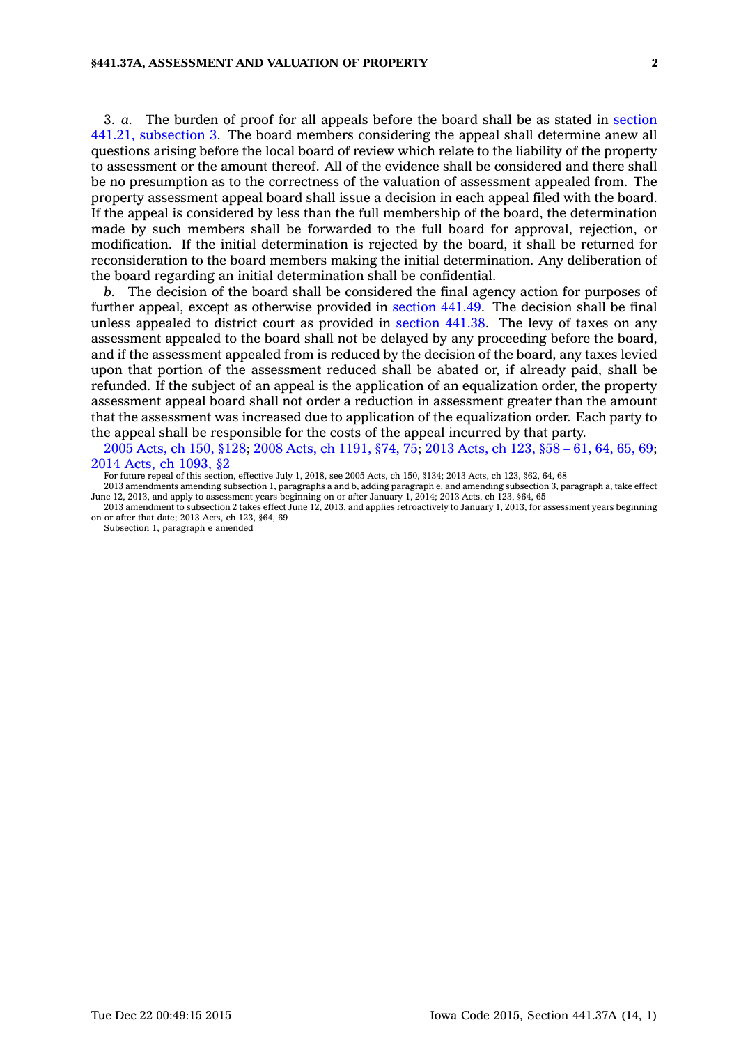3. *a.* The burden of proof for all appeals before the board shall be as stated in section 441.21, subsection 3. The board members considering the appeal shall determine anew all questions arising before the local board of review which relate to the liability of the property to assessment or the amount thereof. All of the evidence shall be considered and there shall be no presumption as to the correctness of the valuation of assessment appealed from. The property assessment appeal board shall issue a decision in each appeal filed with the board. If the appeal is considered by less than the full membership of the board, the determination made by such members shall be forwarded to the full board for approval, rejection, or modification. If the initial determination is rejected by the board, it shall be returned for reconsideration to the board members making the initial determination. Any deliberation of the board regarding an initial determination shall be confidential.

*b.* The decision of the board shall be considered the final agency action for purposes of further appeal, except as otherwise provided in section 441.49. The decision shall be final unless appealed to district court as provided in section 441.38. The levy of taxes on any assessment appealed to the board shall not be delayed by any proceeding before the board, and if the assessment appealed from is reduced by the decision of the board, any taxes levied upon that portion of the assessment reduced shall be abated or, if already paid, shall be refunded. If the subject of an appeal is the application of an equalization order, the property assessment appeal board shall not order a reduction in assessment greater than the amount that the assessment was increased due to application of the equalization order. Each party to the appeal shall be responsible for the costs of the appeal incurred by that party.

2005 Acts, ch 150, §128; 2008 Acts, ch 1191, §74, 75; 2013 Acts, ch 123, §58 – 61, 64, 65, 69; 2014 Acts, ch 1093, §2

For future repeal of this section, effective July 1, 2018, see 2005 Acts, ch 150, §134; 2013 Acts, ch 123, §62, 64, 68

2013 amendments amending subsection 1, paragraphs a and b, adding paragraph e, and amending subsection 3, paragraph a, take effect June 12, 2013, and apply to assessment years beginning on or after January 1, 2014; 2013 Acts, ch 123, §64, 65

2013 amendment to subsection 2 takes effect June 12, 2013, and applies retroactively to January 1, 2013, for assessment years beginning on or after that date; 2013 Acts, ch 123, §64, 69

Subsection 1, paragraph e amended